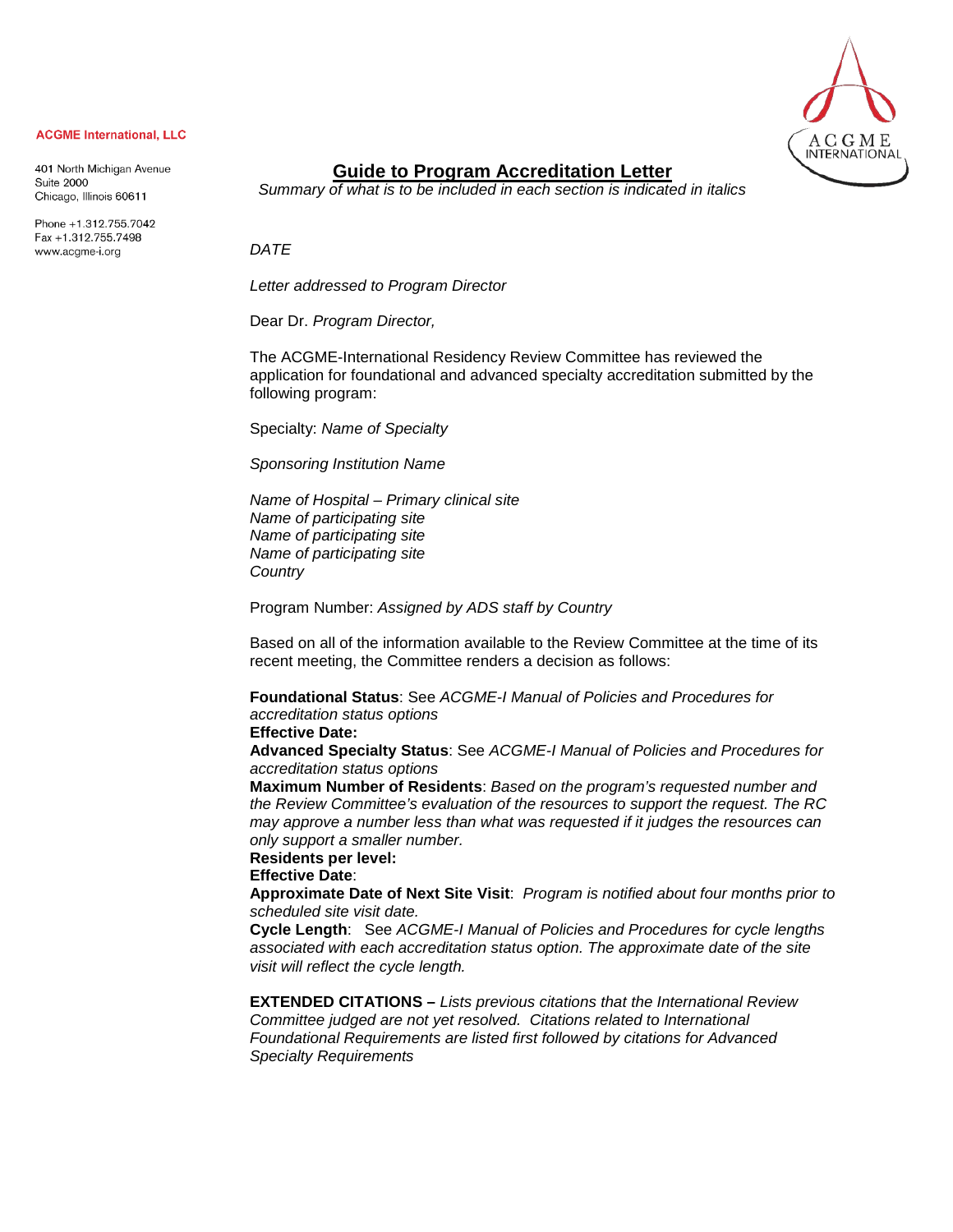ACGME International, LLC

401 North Michigan Avenue
Suite 2000
Chicago, Illinois 60611

Phone +1.312.755.7042
Fax +1.312.755.7498
www.acgme-i.org

# Guide to Program Accreditation Letter

*Summary of what is to be included in each section is indicated in italics*

*DATE*

*Letter addressed to Program Director*

Dear Dr. *Program Director,*

The ACGME-International Residency Review Committee has reviewed the application for foundational and advanced specialty accreditation submitted by the following program:

Specialty: *Name of Specialty*

*Sponsoring Institution Name*

*Name of Hospital – Primary clinical site*
*Name of participating site*
*Name of participating site*
*Name of participating site*
*Country*

Program Number: *Assigned by ADS staff by Country*

Based on all of the information available to the Review Committee at the time of its recent meeting, the Committee renders a decision as follows:

**Foundational Status**: See *ACGME-I Manual of Policies and Procedures for accreditation status options*
**Effective Date:**
**Advanced Specialty Status**: See *ACGME-I Manual of Policies and Procedures for accreditation status options*
**Maximum Number of Residents**: *Based on the program's requested number and the Review Committee's evaluation of the resources to support the request. The RC may approve a number less than what was requested if it judges the resources can only support a smaller number.*
**Residents per level:**
**Effective Date**:
**Approximate Date of Next Site Visit**: *Program is notified about four months prior to scheduled site visit date.*
**Cycle Length**: See *ACGME-I Manual of Policies and Procedures for cycle lengths associated with each accreditation status option. The approximate date of the site visit will reflect the cycle length.*

**EXTENDED CITATIONS –** *Lists previous citations that the International Review Committee judged are not yet resolved. Citations related to International Foundational Requirements are listed first followed by citations for Advanced Specialty Requirements*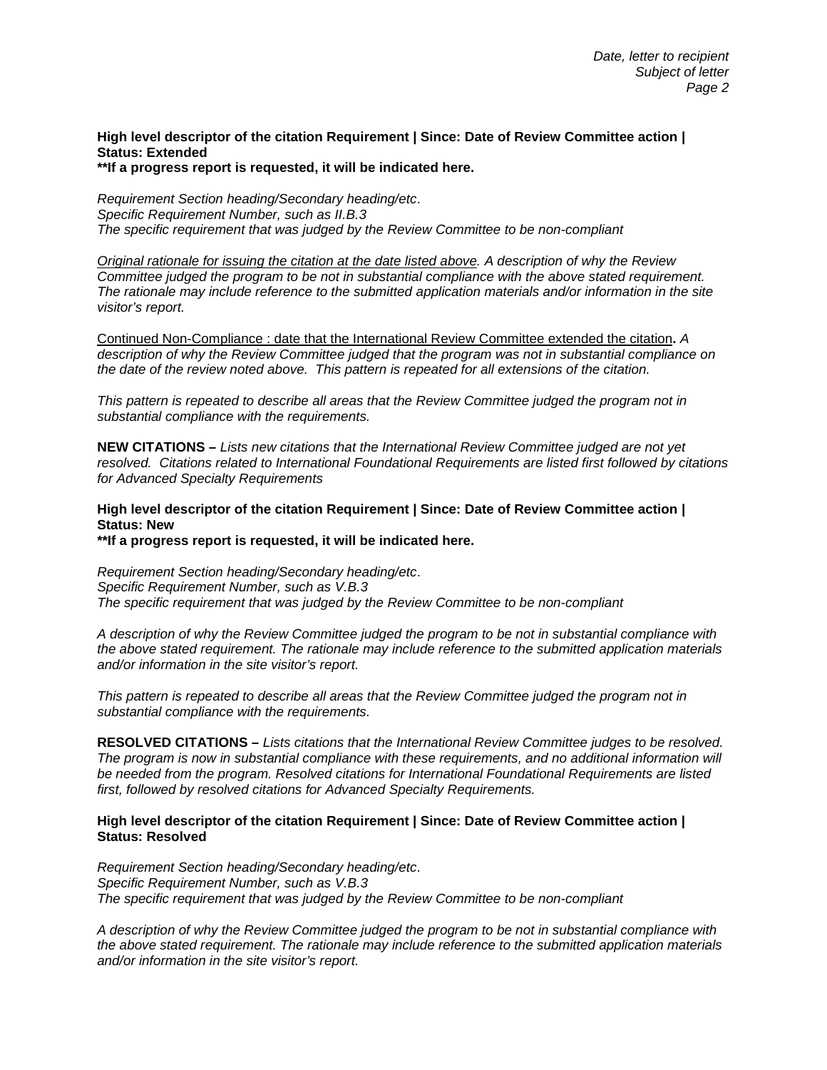**High level descriptor of the citation Requirement | Since: Date of Review Committee action | Status: Extended**
**\*\*If a progress report is requested, it will be indicated here.**

*Requirement Section heading/Secondary heading/etc.*
*Specific Requirement Number, such as II.B.3*
*The specific requirement that was judged by the Review Committee to be non-compliant*

<u>*Original rationale for issuing the citation at the date listed above*</u>*. A description of why the Review Committee judged the program to be not in substantial compliance with the above stated requirement. The rationale may include reference to the submitted application materials and/or information in the site visitor's report.*

<u>Continued Non-Compliance : date that the International Review Committee extended the citation</u>**.** *A description of why the Review Committee judged that the program was not in substantial compliance on the date of the review noted above. This pattern is repeated for all extensions of the citation.*

*This pattern is repeated to describe all areas that the Review Committee judged the program not in substantial compliance with the requirements.*

**NEW CITATIONS –** *Lists new citations that the International Review Committee judged are not yet resolved. Citations related to International Foundational Requirements are listed first followed by citations for Advanced Specialty Requirements*

**High level descriptor of the citation Requirement | Since: Date of Review Committee action | Status: New**
**\*\*If a progress report is requested, it will be indicated here.**

*Requirement Section heading/Secondary heading/etc.*
*Specific Requirement Number, such as V.B.3*
*The specific requirement that was judged by the Review Committee to be non-compliant*

*A description of why the Review Committee judged the program to be not in substantial compliance with the above stated requirement. The rationale may include reference to the submitted application materials and/or information in the site visitor's report.*

*This pattern is repeated to describe all areas that the Review Committee judged the program not in substantial compliance with the requirements.*

**RESOLVED CITATIONS –** *Lists citations that the International Review Committee judges to be resolved. The program is now in substantial compliance with these requirements, and no additional information will be needed from the program. Resolved citations for International Foundational Requirements are listed first, followed by resolved citations for Advanced Specialty Requirements.*

**High level descriptor of the citation Requirement | Since: Date of Review Committee action | Status: Resolved**

*Requirement Section heading/Secondary heading/etc.*
*Specific Requirement Number, such as V.B.3*
*The specific requirement that was judged by the Review Committee to be non-compliant*

*A description of why the Review Committee judged the program to be not in substantial compliance with the above stated requirement. The rationale may include reference to the submitted application materials and/or information in the site visitor's report.*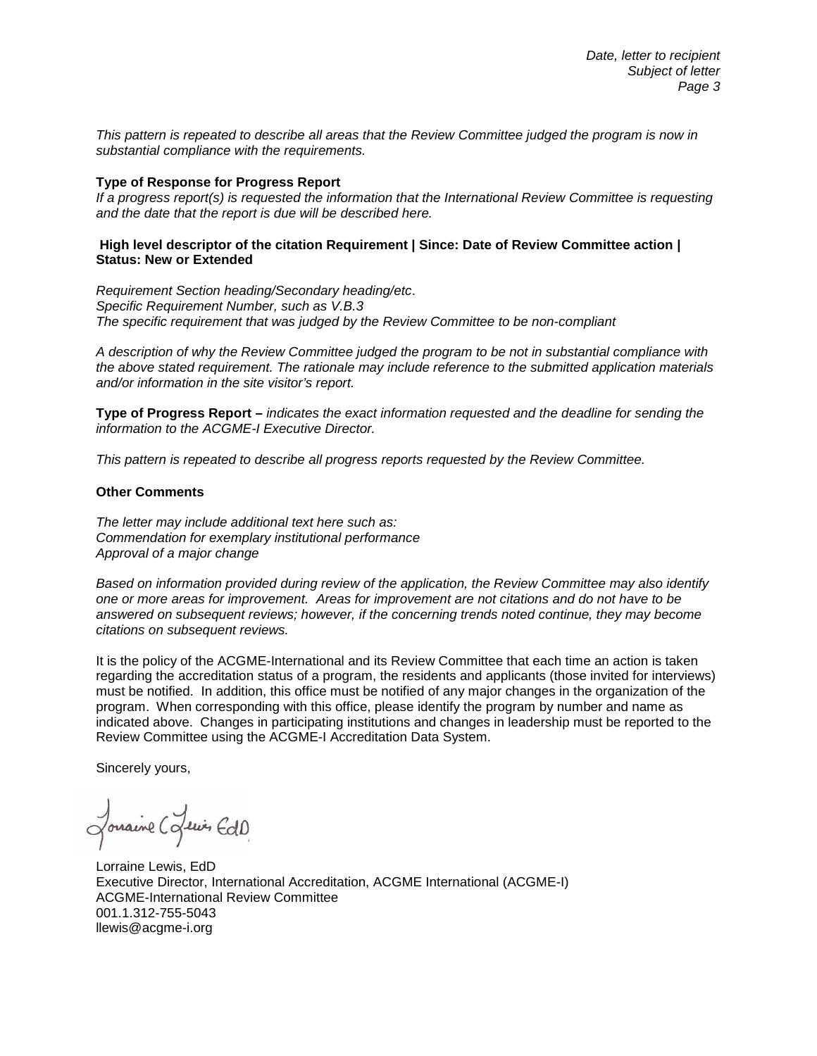*This pattern is repeated to describe all areas that the Review Committee judged the program is now in substantial compliance with the requirements.*

**Type of Response for Progress Report**

*If a progress report(s) is requested the information that the International Review Committee is requesting and the date that the report is due will be described here.*

**High level descriptor of the citation Requirement | Since: Date of Review Committee action | Status: New or Extended**

*Requirement Section heading/Secondary heading/etc*.
*Specific Requirement Number, such as V.B.3*
*The specific requirement that was judged by the Review Committee to be non-compliant*

*A description of why the Review Committee judged the program to be not in substantial compliance with the above stated requirement. The rationale may include reference to the submitted application materials and/or information in the site visitor's report.*

**Type of Progress Report –** *indicates the exact information requested and the deadline for sending the information to the ACGME-I Executive Director.*

*This pattern is repeated to describe all progress reports requested by the Review Committee.*

**Other Comments**

*The letter may include additional text here such as:*
*Commendation for exemplary institutional performance*
*Approval of a major change*

*Based on information provided during review of the application, the Review Committee may also identify one or more areas for improvement. Areas for improvement are not citations and do not have to be answered on subsequent reviews; however, if the concerning trends noted continue, they may become citations on subsequent reviews.*

It is the policy of the ACGME-International and its Review Committee that each time an action is taken regarding the accreditation status of a program, the residents and applicants (those invited for interviews) must be notified. In addition, this office must be notified of any major changes in the organization of the program. When corresponding with this office, please identify the program by number and name as indicated above. Changes in participating institutions and changes in leadership must be reported to the Review Committee using the ACGME-I Accreditation Data System.

Sincerely yours,

Lorraine C Lewis EdD

Lorraine Lewis, EdD
Executive Director, International Accreditation, ACGME International (ACGME-I)
ACGME-International Review Committee
001.1.312-755-5043
llewis@acgme-i.org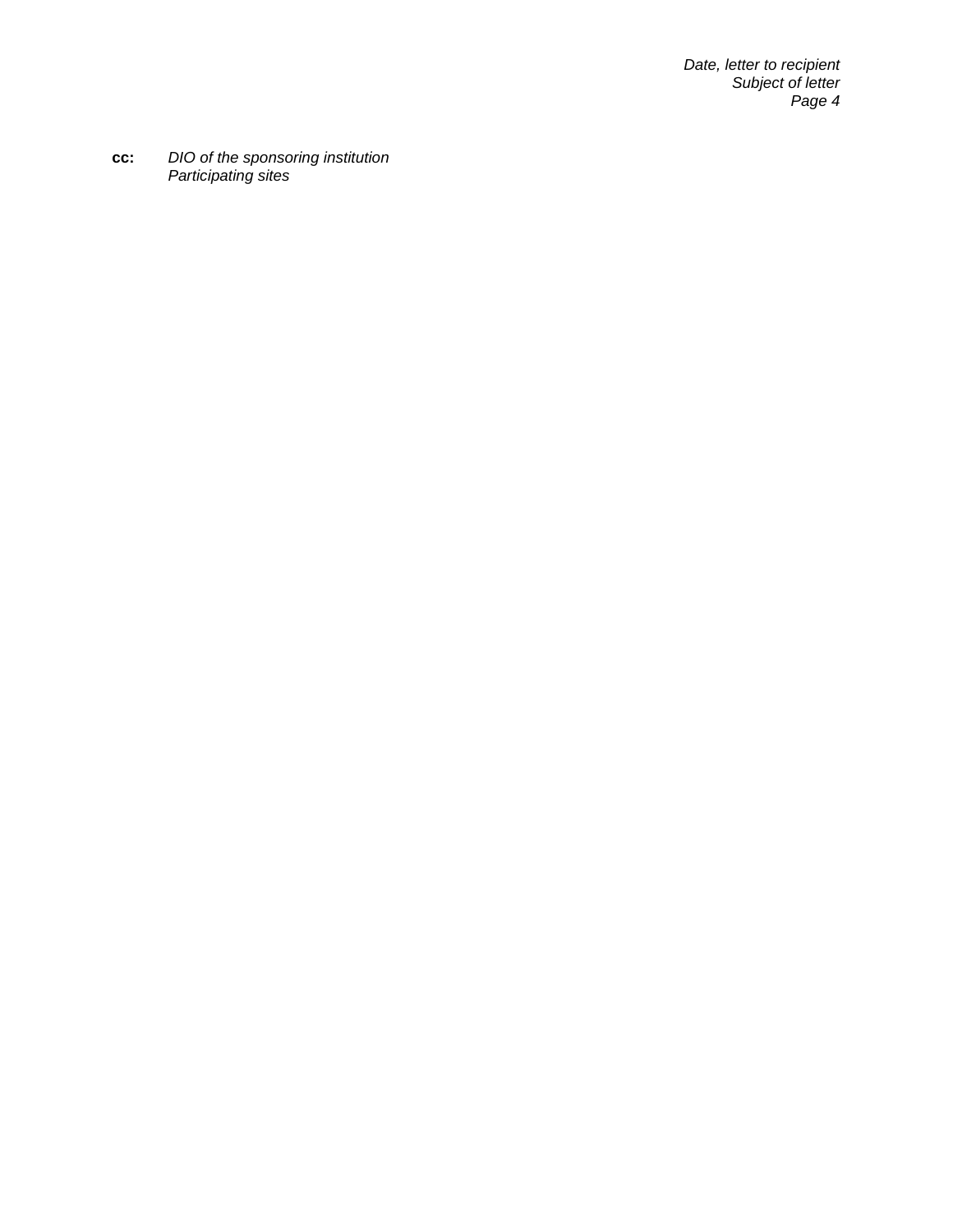**cc:** *DIO of the sponsoring institution*
*Participating sites*